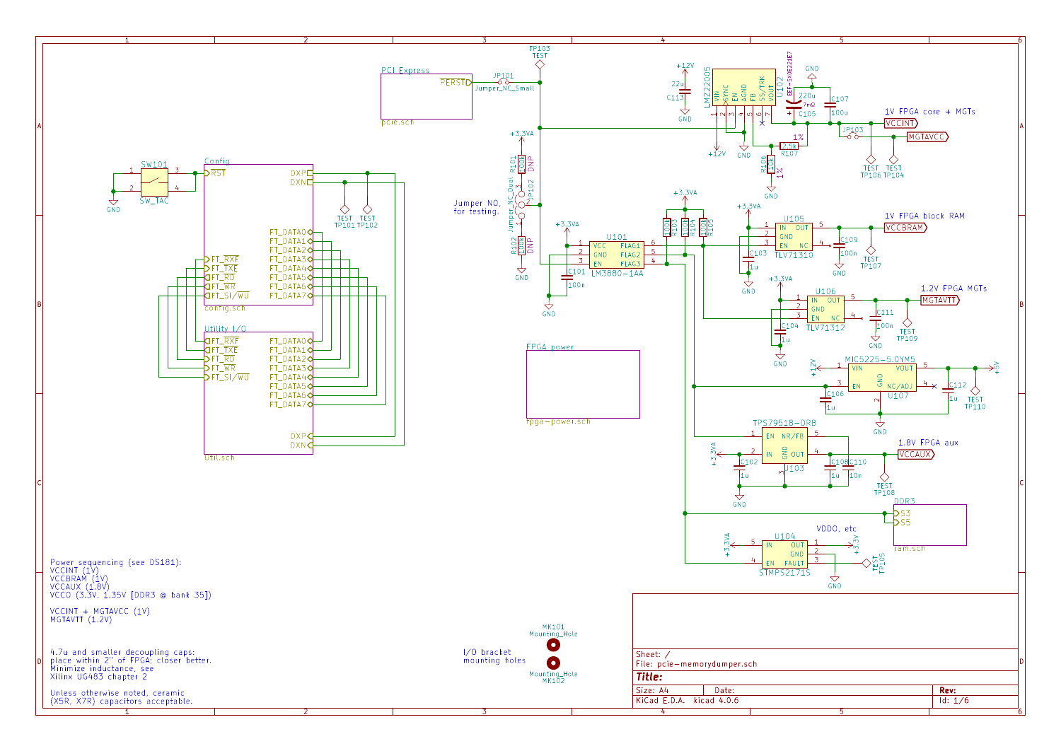Power sequencing (see DS181):
VCCINT (1V)
VCCBRAM (1V)
VCCAUX (1.8V)
VCCO (3.3V, 1.35V [DDR3 @ bank 35])

VCCINT + MGTAVCC (1V)
MGTAVTT (1.2V)

4.7u and smaller decoupling caps:
place within 2" of FPGA; closer better.
Minimize inductance, see
Xilinx UG483 chapter 2

Unless otherwise noted, ceramic
(X5R, X7R) capacitors acceptable.

Jumper NO,
for testing.

1V FPGA core + MGTs

1V FPGA block RAM

1.2V FPGA MGTs

1.8V FPGA aux

VDDO, etc

I/O bracket
mounting holes

| | |
|---|---|
| Sheet: / | |
| File: pcie-memorydumper.sch | |
| **Title:** | |
| Size: A4 | Date: | Rev: |
| KiCad E.D.A. kicad 4.0.6 | | Id: 1/6 |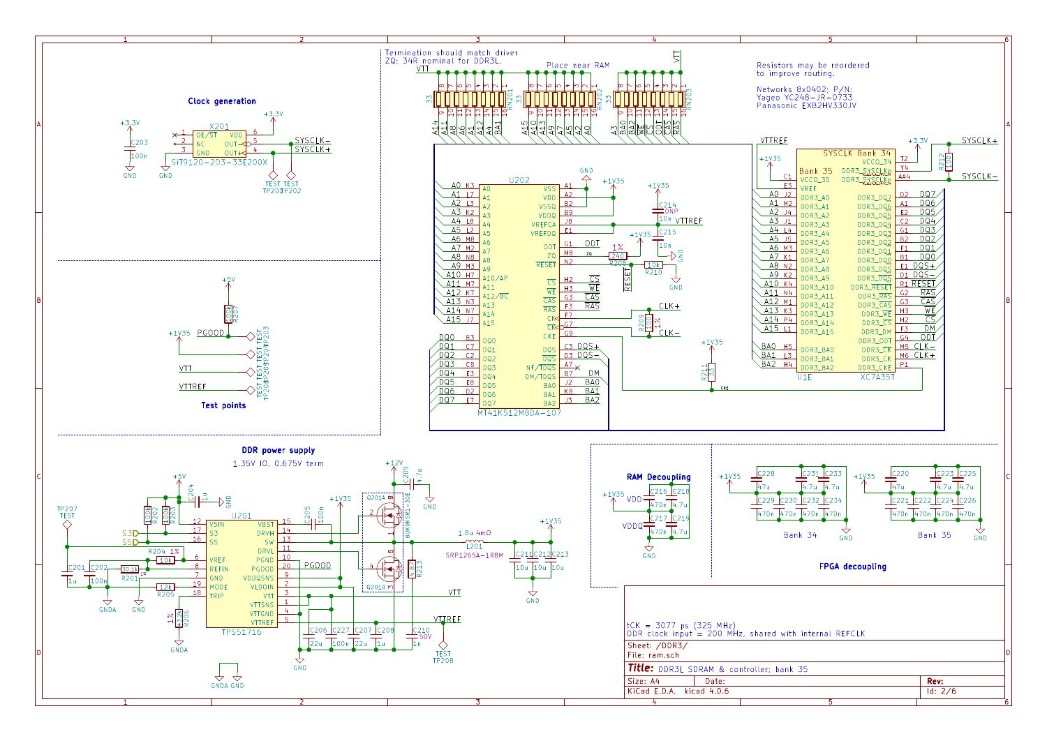## Clock generation

X201 SiT9120-203-33E200X

SYSCLK− SYSCLK+

TEST TP201 TEST TP202

Termination should match driver
ZQ: 34R nominal for DDR3L.

Place near RAM

Resistors may be reordered
to improve routing.

Networks 8x0402; P/N:
Yageo YC248-JR-0733
Panasonic EXB2HV330JV

U202 MT41K512M8DA-107

U1E XC7A35T — SYSCLK Bank 34 / Bank 35

## Test points

PGOOD, VTT, VTTREF

## DDR power supply

1.35V IO, 0.675V term

U201 TPS51716

L201 1.8u 4mΩ SRP1265A-1R8M

Q201 BUK9K5R1-30E

## RAM Decoupling

## FPGA decoupling

Bank 34

Bank 35

$t_{CK}$ = 3077 ps (325 MHz)
DDR clock input = 200 MHz, shared with internal REFCLK

Sheet: /DDR3/
File: ram.sch

**Title:** DDR3L SDRAM & controller; bank 35

| Size: A4 | Date: | Rev: |
|---|---|---|
| KiCad E.D.A. kicad 4.0.6 | | Id: 2/6 |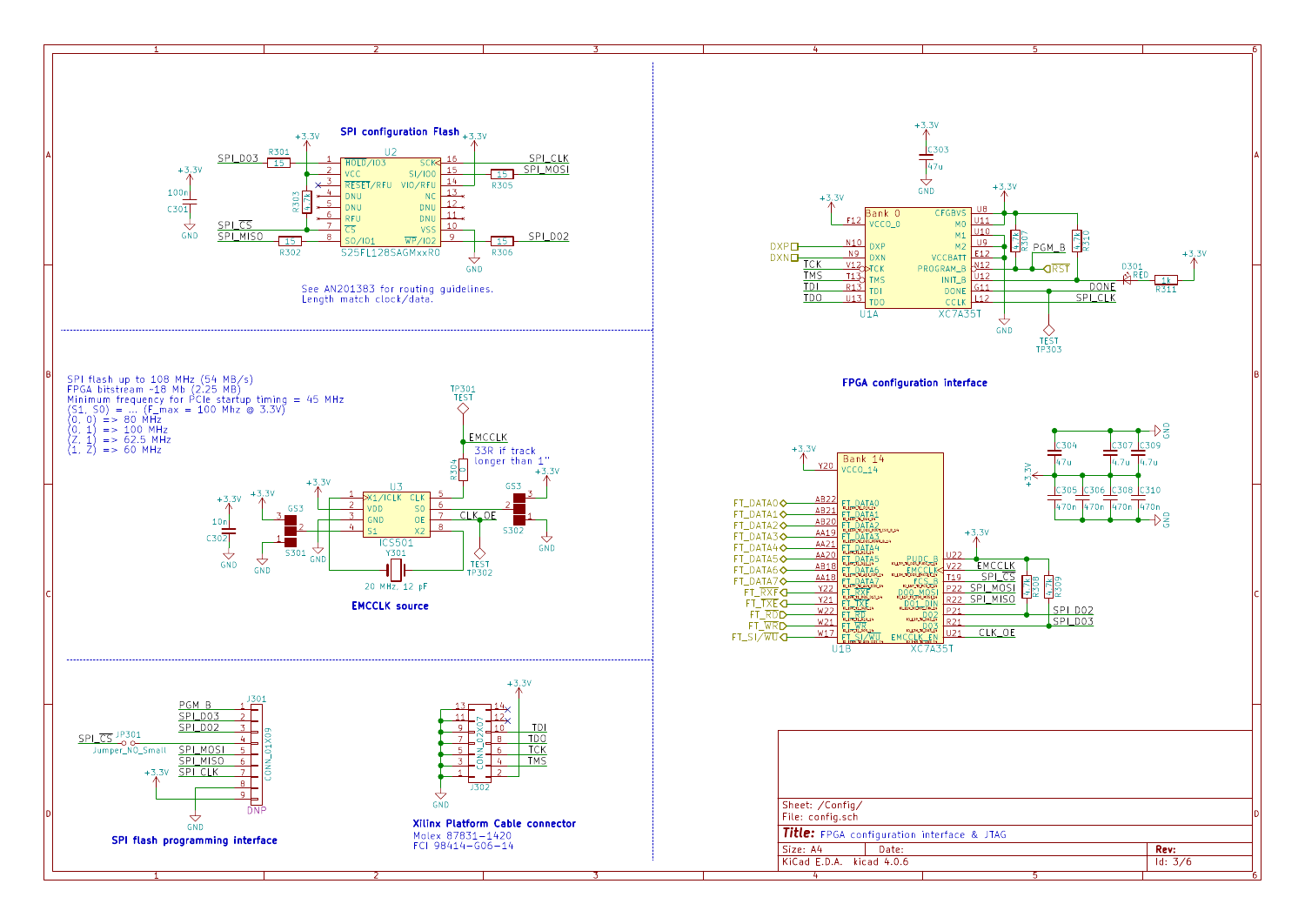## SPI configuration Flash

U2 S25FL128SAGMxxR0

| Pin | Name | Net |
|---|---|---|
| 1 | HOLD/IO3 | SPI_DO3 (R301 15) |
| 2 | VCC | +3.3V |
| 3 | RESET/RFU | R303 4.7k |
| 4 | DNU | |
| 5 | DNU | |
| 6 | RFU | |
| 7 | CS | SPI_CS |
| 8 | SO/IO1 | SPI_MISO (R302 15) |
| 16 | SCK | SPI_CLK |
| 15 | SI/IO0 | SPI_MOSI (R305 15) |
| 14 | VIO/RFU | +3.3V |
| 13 | NC | |
| 12 | DNU | |
| 11 | DNU | |
| 10 | VSS | GND |
| 9 | WP/IO2 | SPI_DO2 (R306 15) |

C301 100n, +3.3V, GND

See AN201383 for routing guidelines.
Length match clock/data.

SPI flash up to 108 MHz (54 MB/s)
FPGA bitstream ~18 Mb (2.25 MB)
Minimum frequency for PCIe startup timing = 45 MHz
(S1, S0) = ... (F_max = 100 Mhz @ 3.3V)
(0, 0) => 80 MHz
(0, 1) => 100 MHz
(Z, 1) => 62.5 MHz
(1, Z) => 60 MHz

## EMCCLK source

U3 ICS501: X1/ICLK (1), VDD (2), GND (3), S1 (4), CLK (5), S0 (6), OE (7), X2 (8)

Y301 20 MHz, 12 pF; C302 10n; S301, S302 GS3; R304 0 — 33R if track longer than 1"; TP301 TEST (EMCCLK); TP302 TEST (CLK_OE)

## FPGA configuration interface

U1A XC7A35T — Bank 0

| Pin | Name | Net |
|---|---|---|
| F12 | VCCO_0 | +3.3V |
| N10 | DXP | DXP |
| N9 | DXN | DXN |
| V12 | TCK | TCK |
| T13 | TMS | TMS |
| R13 | TDI | TDI |
| U13 | TDO | TDO |
| U8 | CFGBVS | +3.3V |
| U11 | M0 | +3.3V |
| U10 | M1 | GND |
| U9 | M2 | |
| E12 | VCCBATT | |
| N12 | PROGRAM_B | PGM_B (R307 4.7k), RST |
| U12 | INIT_B | (R310 4.7k) |
| G11 | DONE | DONE (D301 RED, R311 1k) |
| L12 | CCLK | SPI_CLK |

C303 47u; TP303 TEST

U1B XC7A35T — Bank 14

| Pin | Name | Net |
|---|---|---|
| Y20 | VCCO_14 | +3.3V |
| AB22 | FT_DATA0 | FT_DATA0 |
| AB21 | FT_DATA1 | FT_DATA1 |
| AB20 | FT_DATA2 | FT_DATA2 |
| AA19 | FT_DATA3 | FT_DATA3 |
| AA21 | FT_DATA4 | FT_DATA4 |
| AA20 | FT_DATA5 | FT_DATA5 |
| AB18 | FT_DATA6 | FT_DATA6 |
| AA18 | FT_DATA7 | FT_DATA7 |
| Y22 | FT_RXF | FT_RXF |
| Y21 | FT_TXE | FT_TXE |
| W22 | FT_RD | FT_RD |
| W21 | FT_WR | FT_WR |
| W17 | FT_SI/WU | FT_SI/WU |
| U22 | PUDC_B | +3.3V (R308 4.7k) |
| V22 | EMCCLK | EMCCLK |
| T19 | FCS_B | SPI_CS (R309 4.7k) |
| P22 | DO0_MOSI | SPI_MOSI |
| R22 | DO1_DIN | SPI_MISO |
| P21 | DO2 | SPI_DO2 |
| R21 | DO3 | SPI_DO3 |
| U21 | EMCCLK_EN | CLK_OE |

C304 47u, C307 4.7u, C309 4.7u, C305 470n, C306 470n, C308 470n, C310 470n

## SPI flash programming interface

J301 CONN_01X09 (DNP)

| Pin | Net |
|---|---|
| 1 | PGM_B |
| 2 | SPI_DO3 |
| 3 | SPI_DO2 |
| 4 | SPI_CS (JP301 Jumper_NO_Small) |
| 5 | SPI_MOSI |
| 6 | SPI_MISO |
| 7 | SPI_CLK |
| 8 | +3.3V |
| 9 | GND |

## Xilinx Platform Cable connector

J302 CONN_02X07

| Pin | Net |
|---|---|
| 2 | +3.3V |
| 4 | TMS |
| 6 | TCK |
| 8 | TDO |
| 10 | TDI |
| 1, 3, 5, 7, 9, 11, 13 | GND |

Molex 87831-1420
FCI 98414-G06-14

Sheet: /Config/
File: config.sch
**Title:** FPGA configuration interface & JTAG
Size: A4 Date: Rev:
KiCad E.D.A. kicad 4.0.6 Id: 3/6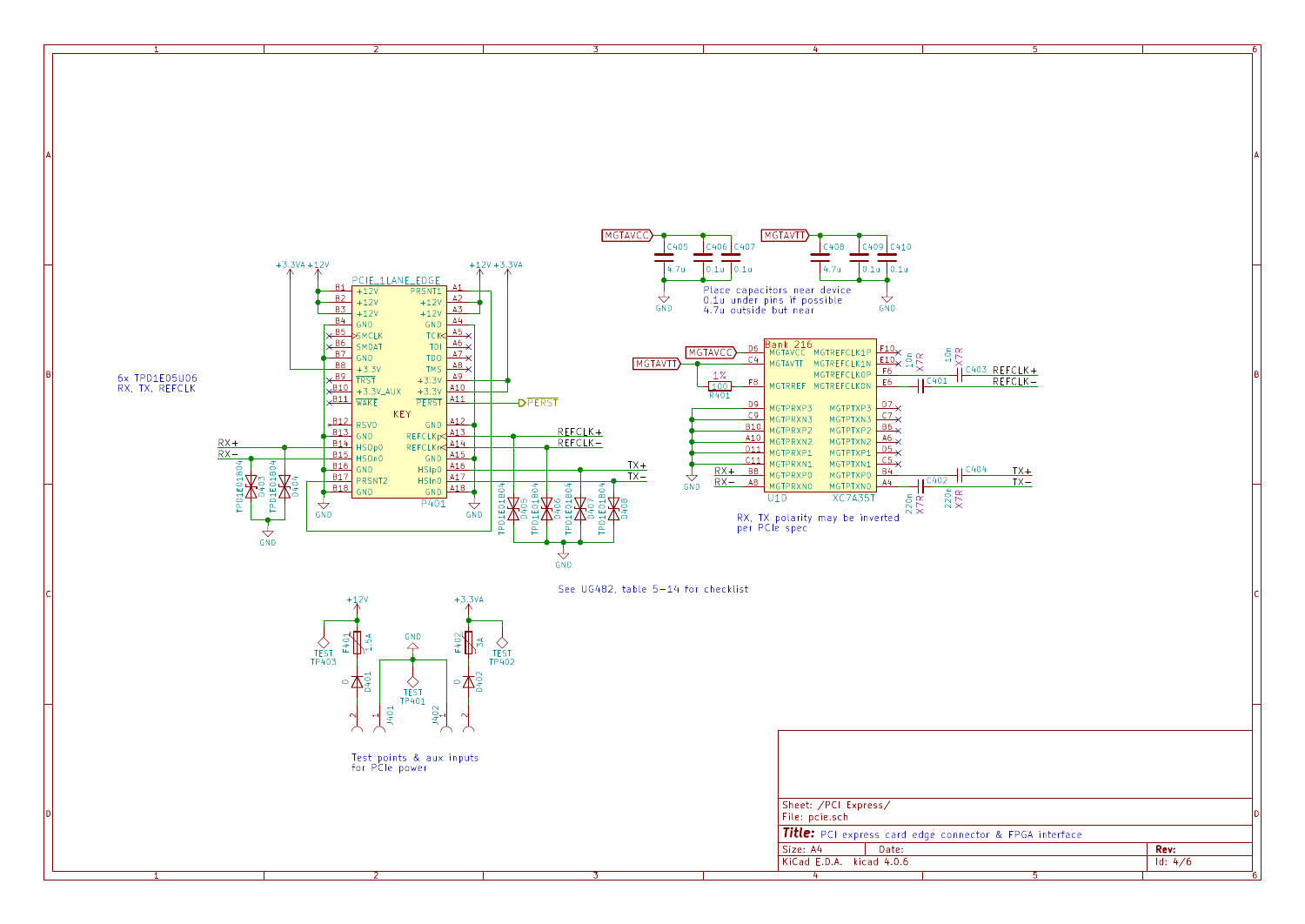6x TPD1E05U06
RX, TX, REFCLK

Place capacitors near device
0.1u under pins if possible
4.7u outside but near

RX, TX polarity may be inverted
per PCIe spec

See UG482, table 5-14 for checklist

Test points & aux inputs
for PCIe power

Sheet: /PCI Express/
File: pcie.sch

**Title:** PCI express card edge connector & FPGA interface

Size: A4 | Date: | Rev:
KiCad E.D.A. kicad 4.0.6 | Id: 4/6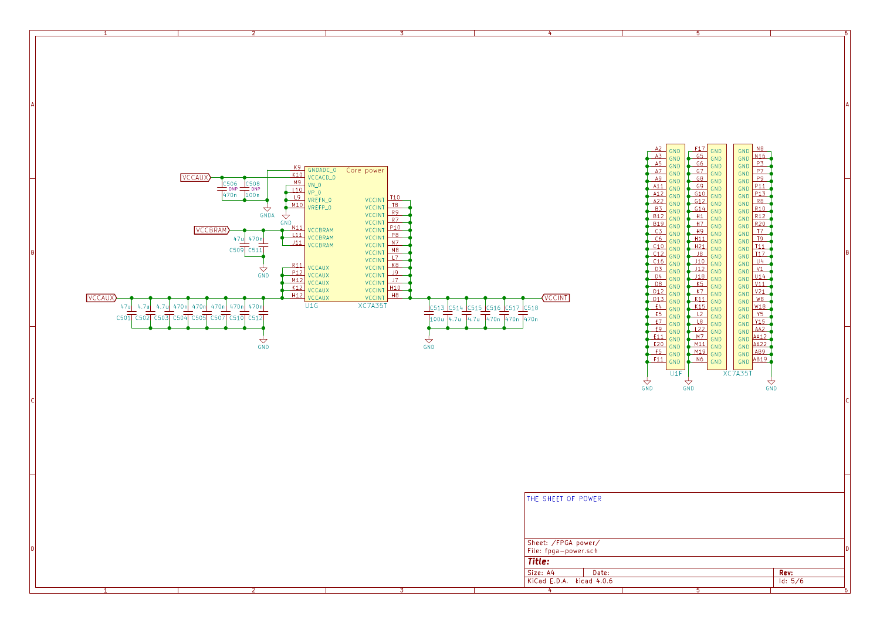VCCAUX

C506 DNP 470n

C508 DNP 100n

GNDA

GND

K9 GNDADC_0
K10 VCCADC_0
M9 VN_0
L10 VP_0
L9 VREFN_0
M10 VREFP_0

Core power

VCCBRAM

N11 VCCBRAM
L11 VCCBRAM
J11 VCCBRAM

47u C509

470n C511

GND

R11 VCCAUX
P12 VCCAUX
M12 VCCAUX
K12 VCCAUX
H12 VCCAUX

U1G XC7A35T

T10 VCCINT
T8 VCCINT
R9 VCCINT
R7 VCCINT
P10 VCCINT
P8 VCCINT
N7 VCCINT
M8 VCCINT
L7 VCCINT
K8 VCCINT
J9 VCCINT
J7 VCCINT
H10 VCCINT
H8 VCCINT

VCCAUX

| 47u | 4.7u | 4.7u | 470n | 470n | 470n | 470n | 470n |
| --- | --- | --- | --- | --- | --- | --- | --- |
| C501 | C502 | C503 | C504 | C505 | C507 | C510 | C512 |

GND

VCCINT

| C513 | C514 | C515 | C516 | C517 | C518 |
| --- | --- | --- | --- | --- | --- |
| 100u | 4.7u | 4.7u | 470n | 470n | 470n |

GND

U1F XC7A35T

A2, A3, A5, A7, A9, A11, A12, A22, B3, B12, B19, C3, C6, C10, C12, C16, D3, D4, D8, D12, D13, E4, E5, E7, E9, E11, E20, F5, F11 — GND

F17, G5, G6, G7, G8, G9, G10, G12, G14, H1, H7, H9, H11, H21, J8, J10, J12, J18, K5, K7, K11, K15, L2, L8, L22, M7, M11, M19, N6 — GND

N8, N16, P3, P7, P9, P11, P13, R8, R10, R12, R20, T7, T9, T11, T17, U4, V1, U14, V11, V21, W8, W18, Y5, Y15, AA2, AA12, AA22, AB9, AB19 — GND

GND GND GND

THE SHEET OF POWER

Sheet: /FPGA power/
File: fpga-power.sch

**Title:**

Size: A4 Date: **Rev:**

KiCad E.D.A. kicad 4.0.6 Id: 5/6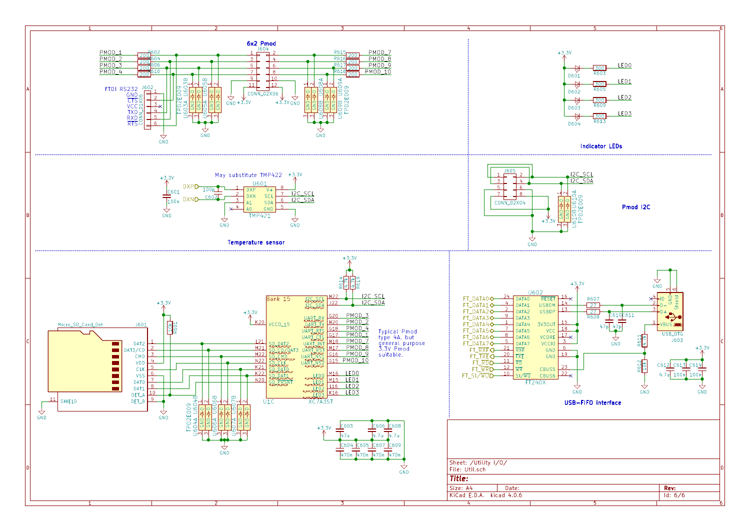## 6x2 Pmod

PMOD_1
PMOD_2
PMOD_3
PMOD_4

R602 200
R604 200
R606 200
R610 200

J604
CONN_02X06

R615 200
R616 200
R617 200
R618 200

PMOD_7
PMOD_8
PMOD_9
PMOD_10

FTDI RS232

J602
CONN_01X06

GND
CTS
VCC
TXD
RXD
RTS

TPD2E009 U603A U603B U605A U605B
U608A U608B U609A U609B TPD2E009

GND
+3.3V
+3.3V
GND

## Indicator LEDs

+3.3V

D601 R603 300 LED0
D602 R605 300 LED1
D603 R609 300 LED2
D604 R613 300 LED3

## Temperature sensor

May substitute TMP422

+3.3V
C601 100n
GND

DXP
DXN
100p
C602

U601
TMP421

DXP V+
DXN SCL
A1 SDA
A0 GND

I2C_SCL
I2C_SDA

+3.3V
GND
GND

## Pmod I2C

J605
CONN_02X04

I2C_SCL
I2C_SDA

U610B U610A
TPD2E009

+3.3V
GND

## Bank 15

U1C
XC7A35T

Micro_SD_Card_Det
J601

DAT2
DAT3/CD
CMD
VDD
CLK
VSS
DAT0
DAT1
DET_A
DET_B
SHIELD

+3.3V
R601 10k

TPD2E009 U604A U604B U606A U606B U607A U607B

+3.3V
R614 4.7k
R619 4.7k

I2C_SCL
I2C_SDA

VCCO_15
SD_DAT2
SD_CD/DAT3
SD_CMD
SD_CLK
SD_DAT0
SD_DAT1
SD_PRSNT

UART_RX
UART_TX
UART_RTS
UART_CTS
UART_INT
UART_RST
UART_NS1
UART_NS2

PMOD_3
PMOD_2
PMOD_4
PMOD_1
PMOD_7
PMOD_8
PMOD_9
PMOD_10

LED0
LED1
LED2
LED3

Typical Pmod type 4A, but general purpose 3.3V Pmod suitable.

+3.3V
C603 47u
C604 470n
C605 470n
C606 4.7u
C607 470n
C608 4.7u
C609 470n
GND

## USB-FIFO interface

U602
FT240X

FT_DATA0
FT_DATA1
FT_DATA2
FT_DATA3
FT_DATA4
FT_DATA5
FT_DATA6
FT_DATA7
FT_RXF
FT_TXE
FT_RD
FT_WR
FT_SI/WU

DATA0
DATA1
DATA2
DATA3
DATA4
DATA5
DATA6
DATA7
RXF
TXE
RD
WR
SI/WU

RESET
USBDM
USBDP
3V3OUT
VCC
VCORE
VCCIO
GND
GND
CBUS5
CBUS6

+3.3V
R607 27
R608 27
C610 47p
C611 47p

USB_OTG
J603

ID
D-
D+
VBUS
Shield

R611 4.7k
R612 10k

+3.3V
C612 4.7u
C613 100n
C614 100n

GND

Sheet: /Utility I/O/
File: Util.sch

**Title:**

Size: A4 | Date: | **Rev:**
KiCad E.D.A. kicad 4.0.6 | Id: 6/6